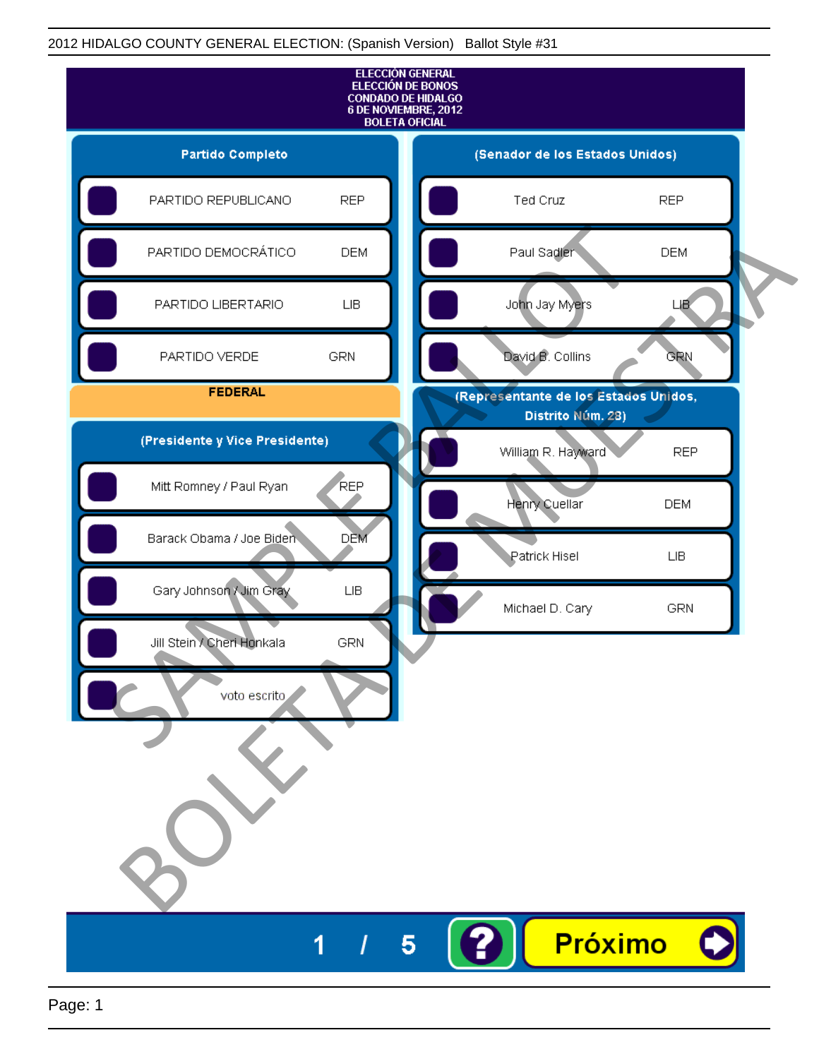2012 HIDALGO COUNTY GENERAL ELECTION: (Spanish Version) Ballot Style #31

**ELECCIÓN GENERAL**
**ELECCIÓN DE BONOS**
**CONDADO DE HIDALGO**
**6 DE NOVIEMBRE, 2012**
**BOLETA OFICIAL**

## Partido Completo

| Partido | |
|---|---|
| PARTIDO REPUBLICANO | REP |
| PARTIDO DEMOCRÁTICO | DEM |
| PARTIDO LIBERTARIO | LIB |
| PARTIDO VERDE | GRN |

## FEDERAL

### (Presidente y Vice Presidente)

| Candidato | Partido |
|---|---|
| Mitt Romney / Paul Ryan | REP |
| Barack Obama / Joe Biden | DEM |
| Gary Johnson / Jim Gray | LIB |
| Jill Stein / Cheri Honkala | GRN |
| voto escrito | |

### (Senador de los Estados Unidos)

| Candidato | Partido |
|---|---|
| Ted Cruz | REP |
| Paul Sadler | DEM |
| John Jay Myers | LIB |
| David B. Collins | GRN |

### (Representante de los Estados Unidos, Distrito Núm. 28)

| Candidato | Partido |
|---|---|
| William R. Hayward | REP |
| Henry Cuellar | DEM |
| Patrick Hisel | LIB |
| Michael D. Cary | GRN |

SAMPLE BALLOT
BOLETA DE MUESTRA

1 / 5

Próximo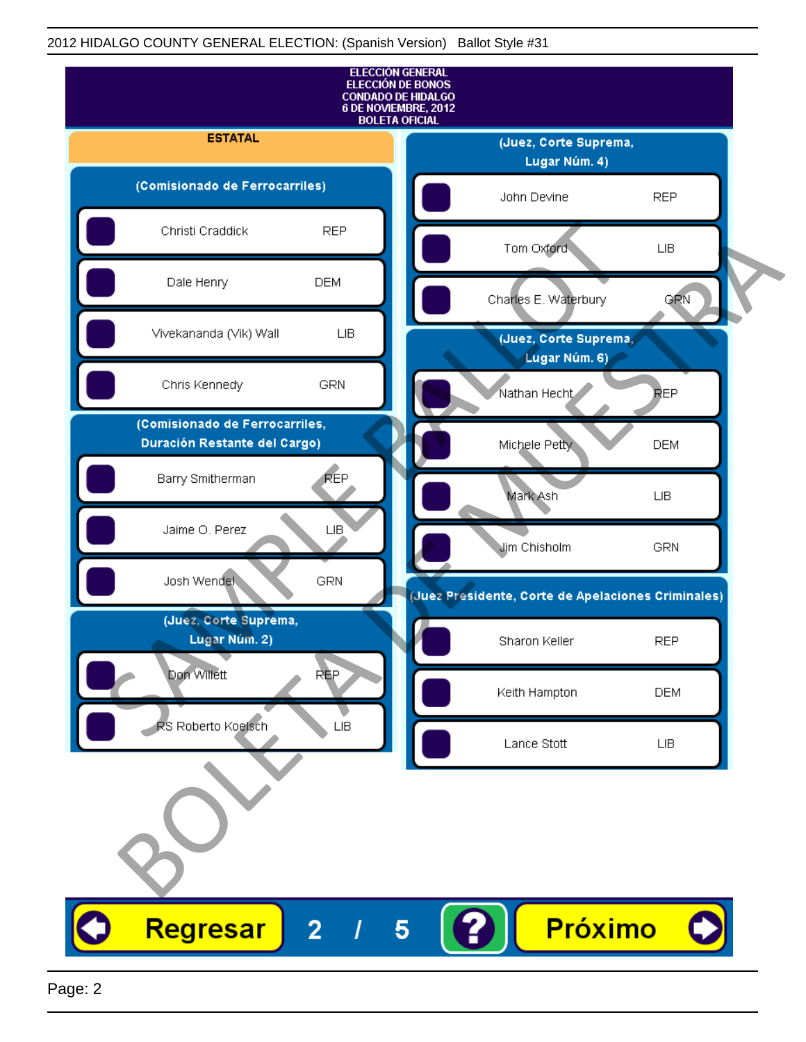2012 HIDALGO COUNTY GENERAL ELECTION: (Spanish Version) Ballot Style #31

ELECCIÓN GENERAL
ELECCIÓN DE BONOS
CONDADO DE HIDALGO
6 DE NOVIEMBRE, 2012
BOLETA OFICIAL

## ESTATAL

### (Comisionado de Ferrocarriles)

| Candidato | Partido |
|---|---|
| Christi Craddick | REP |
| Dale Henry | DEM |
| Vivekananda (Vik) Wall | LIB |
| Chris Kennedy | GRN |

### (Comisionado de Ferrocarriles, Duración Restante del Cargo)

| Candidato | Partido |
|---|---|
| Barry Smitherman | REP |
| Jaime O. Perez | LIB |
| Josh Wendel | GRN |

### (Juez, Corte Suprema, Lugar Núm. 2)

| Candidato | Partido |
|---|---|
| Don Willett | REP |
| RS Roberto Koelsch | LIB |

### (Juez, Corte Suprema, Lugar Núm. 4)

| Candidato | Partido |
|---|---|
| John Devine | REP |
| Tom Oxford | LIB |
| Charles E. Waterbury | GRN |

### (Juez, Corte Suprema, Lugar Núm. 6)

| Candidato | Partido |
|---|---|
| Nathan Hecht | REP |
| Michele Petty | DEM |
| Mark Ash | LIB |
| Jim Chisholm | GRN |

### (Juez Presidente, Corte de Apelaciones Criminales)

| Candidato | Partido |
|---|---|
| Sharon Keller | REP |
| Keith Hampton | DEM |
| Lance Stott | LIB |

SAMPLE BALLOT — BOLETA DE MUESTRA

Regresar | 2 / 5 | ? | Próximo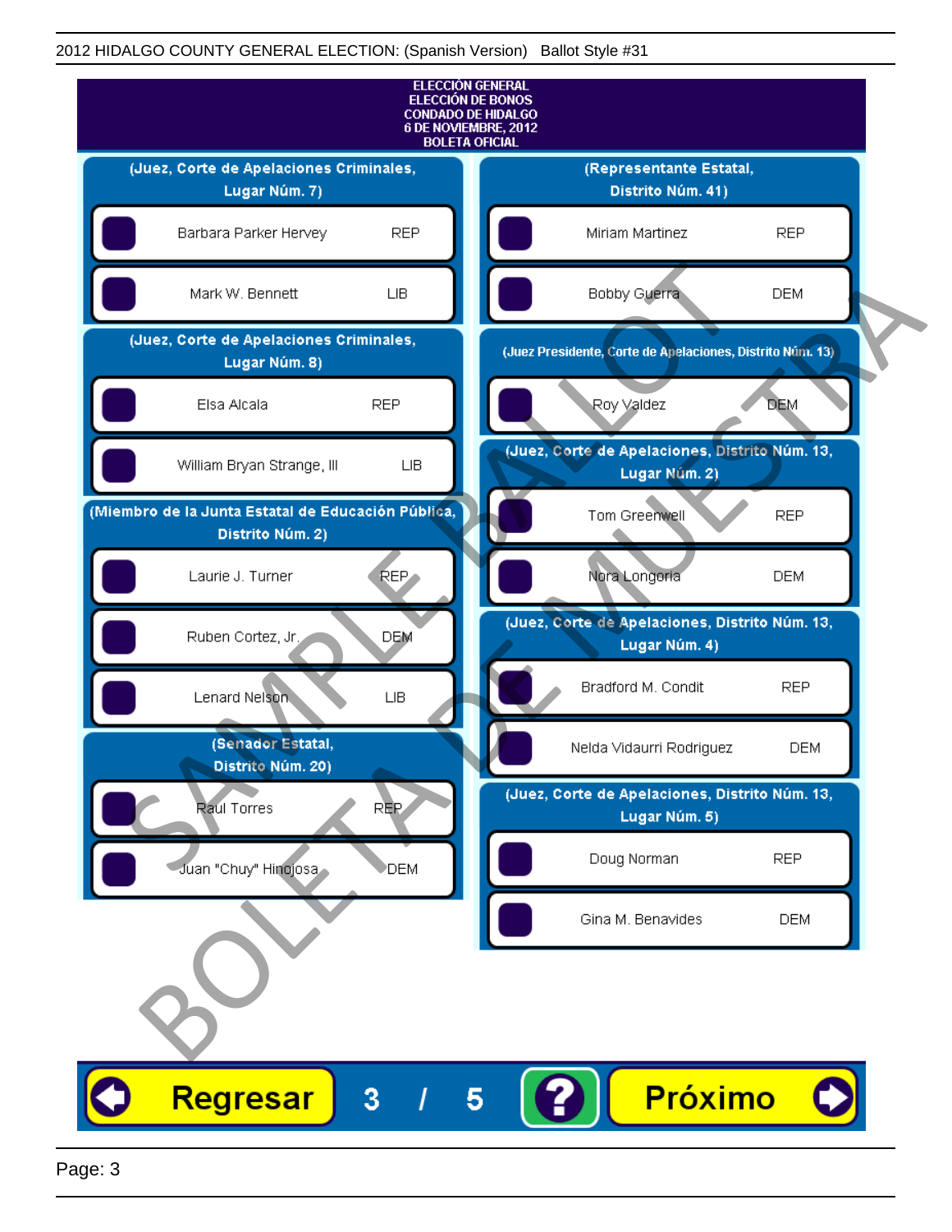2012 HIDALGO COUNTY GENERAL ELECTION: (Spanish Version) Ballot Style #31

**ELECCIÓN GENERAL**
**ELECCIÓN DE BONOS**
**CONDADO DE HIDALGO**
**6 DE NOVIEMBRE, 2012**
**BOLETA OFICIAL**

### (Juez, Corte de Apelaciones Criminales, Lugar Núm. 7)

| Candidato | Partido |
|---|---|
| Barbara Parker Hervey | REP |
| Mark W. Bennett | LIB |

### (Juez, Corte de Apelaciones Criminales, Lugar Núm. 8)

| Candidato | Partido |
|---|---|
| Elsa Alcala | REP |
| William Bryan Strange, III | LIB |

### (Miembro de la Junta Estatal de Educación Pública, Distrito Núm. 2)

| Candidato | Partido |
|---|---|
| Laurie J. Turner | REP |
| Ruben Cortez, Jr. | DEM |
| Lenard Nelson | LIB |

### (Senador Estatal, Distrito Núm. 20)

| Candidato | Partido |
|---|---|
| Raul Torres | REP |
| Juan "Chuy" Hinojosa | DEM |

### (Representante Estatal, Distrito Núm. 41)

| Candidato | Partido |
|---|---|
| Miriam Martinez | REP |
| Bobby Guerra | DEM |

### (Juez Presidente, Corte de Apelaciones, Distrito Núm. 13)

| Candidato | Partido |
|---|---|
| Roy Valdez | DEM |

### (Juez, Corte de Apelaciones, Distrito Núm. 13, Lugar Núm. 2)

| Candidato | Partido |
|---|---|
| Tom Greenwell | REP |
| Nora Longoria | DEM |

### (Juez, Corte de Apelaciones, Distrito Núm. 13, Lugar Núm. 4)

| Candidato | Partido |
|---|---|
| Bradford M. Condit | REP |
| Nelda Vidaurri Rodriguez | DEM |

### (Juez, Corte de Apelaciones, Distrito Núm. 13, Lugar Núm. 5)

| Candidato | Partido |
|---|---|
| Doug Norman | REP |
| Gina M. Benavides | DEM |

SAMPLE BALLOT — BOLETA DE MUESTRA

Regresar  3 / 5  ?  Próximo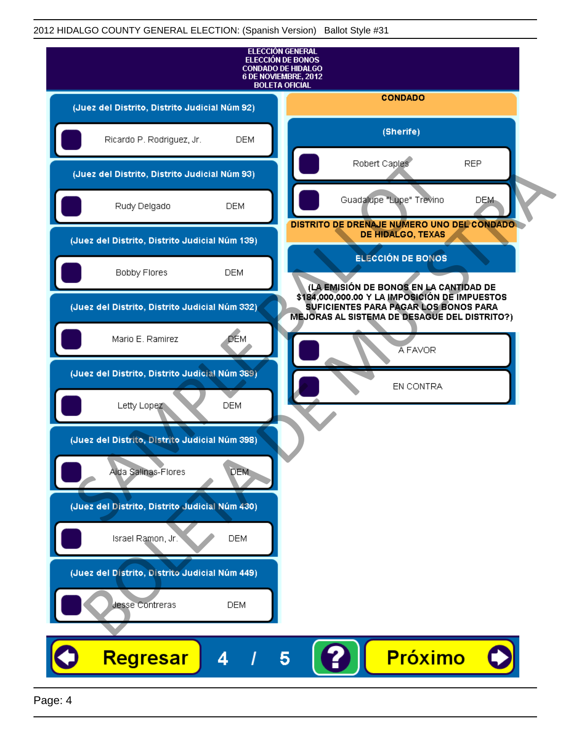2012 HIDALGO COUNTY GENERAL ELECTION: (Spanish Version) Ballot Style #31

# ELECCIÓN GENERAL
# ELECCIÓN DE BONOS
# CONDADO DE HIDALGO
# 6 DE NOVIEMBRE, 2012
# BOLETA OFICIAL

**(Juez del Distrito, Distrito Judicial Núm 92)**

- Ricardo P. Rodriguez, Jr. — DEM

**(Juez del Distrito, Distrito Judicial Núm 93)**

- Rudy Delgado — DEM

**(Juez del Distrito, Distrito Judicial Núm 139)**

- Bobby Flores — DEM

**(Juez del Distrito, Distrito Judicial Núm 332)**

- Mario E. Ramirez — DEM

**(Juez del Distrito, Distrito Judicial Núm 389)**

- Letty Lopez — DEM

**(Juez del Distrito, Distrito Judicial Núm 398)**

- Aida Salinas-Flores — DEM

**(Juez del Distrito, Distrito Judicial Núm 430)**

- Israel Ramon, Jr. — DEM

**(Juez del Distrito, Distrito Judicial Núm 449)**

- Jesse Contreras — DEM

## CONDADO

**(Sherife)**

- Robert Caples — REP
- Guadalupe "Lupe" Trevino — DEM

## DISTRITO DE DRENAJE NUMERO UNO DEL CONDADO DE HIDALGO, TEXAS

**ELECCIÓN DE BONOS**

**(LA EMISIÓN DE BONOS EN LA CANTIDAD DE $184,000,000.00 Y LA IMPOSICIÓN DE IMPUESTOS SUFICIENTES PARA PAGAR LOS BONOS PARA MEJORAS AL SISTEMA DE DESAGUE DEL DISTRITO?)**

- A FAVOR
- EN CONTRA

SAMPLE BALLOT
BOLETA DE MUESTRA

Regresar 4 / 5 ? Próximo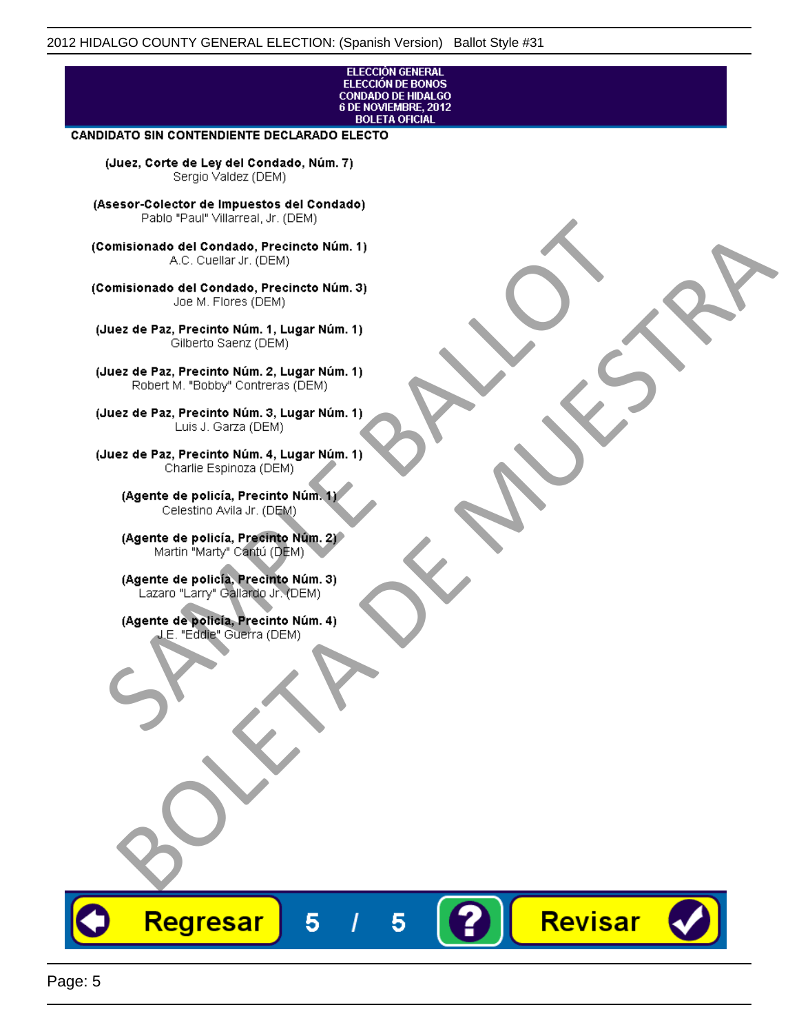ELECCIÓN GENERAL
ELECCIÓN DE BONOS
CONDADO DE HIDALGO
6 DE NOVIEMBRE, 2012
BOLETA OFICIAL

**CANDIDATO SIN CONTENDIENTE DECLARADO ELECTO**

**(Juez, Corte de Ley del Condado, Núm. 7)**
Sergio Valdez (DEM)

**(Asesor-Colector de Impuestos del Condado)**
Pablo "Paul" Villarreal, Jr. (DEM)

**(Comisionado del Condado, Precincto Núm. 1)**
A.C. Cuellar Jr. (DEM)

**(Comisionado del Condado, Precincto Núm. 3)**
Joe M. Flores (DEM)

**(Juez de Paz, Precinto Núm. 1, Lugar Núm. 1)**
Gilberto Saenz (DEM)

**(Juez de Paz, Precinto Núm. 2, Lugar Núm. 1)**
Robert M. "Bobby" Contreras (DEM)

**(Juez de Paz, Precinto Núm. 3, Lugar Núm. 1)**
Luis J. Garza (DEM)

**(Juez de Paz, Precinto Núm. 4, Lugar Núm. 1)**
Charlie Espinoza (DEM)

**(Agente de policía, Precinto Núm. 1)**
Celestino Avila Jr. (DEM)

**(Agente de policía, Precinto Núm. 2)**
Martin "Marty" Cantú (DEM)

**(Agente de policía, Precinto Núm. 3)**
Lazaro "Larry" Gallardo Jr. (DEM)

**(Agente de policía, Precinto Núm. 4)**
J.E. "Eddie" Guerra (DEM)

SAMPLE BALLOT
BOLETA DE MUESTRA

Regresar 5 / 5 ? Revisar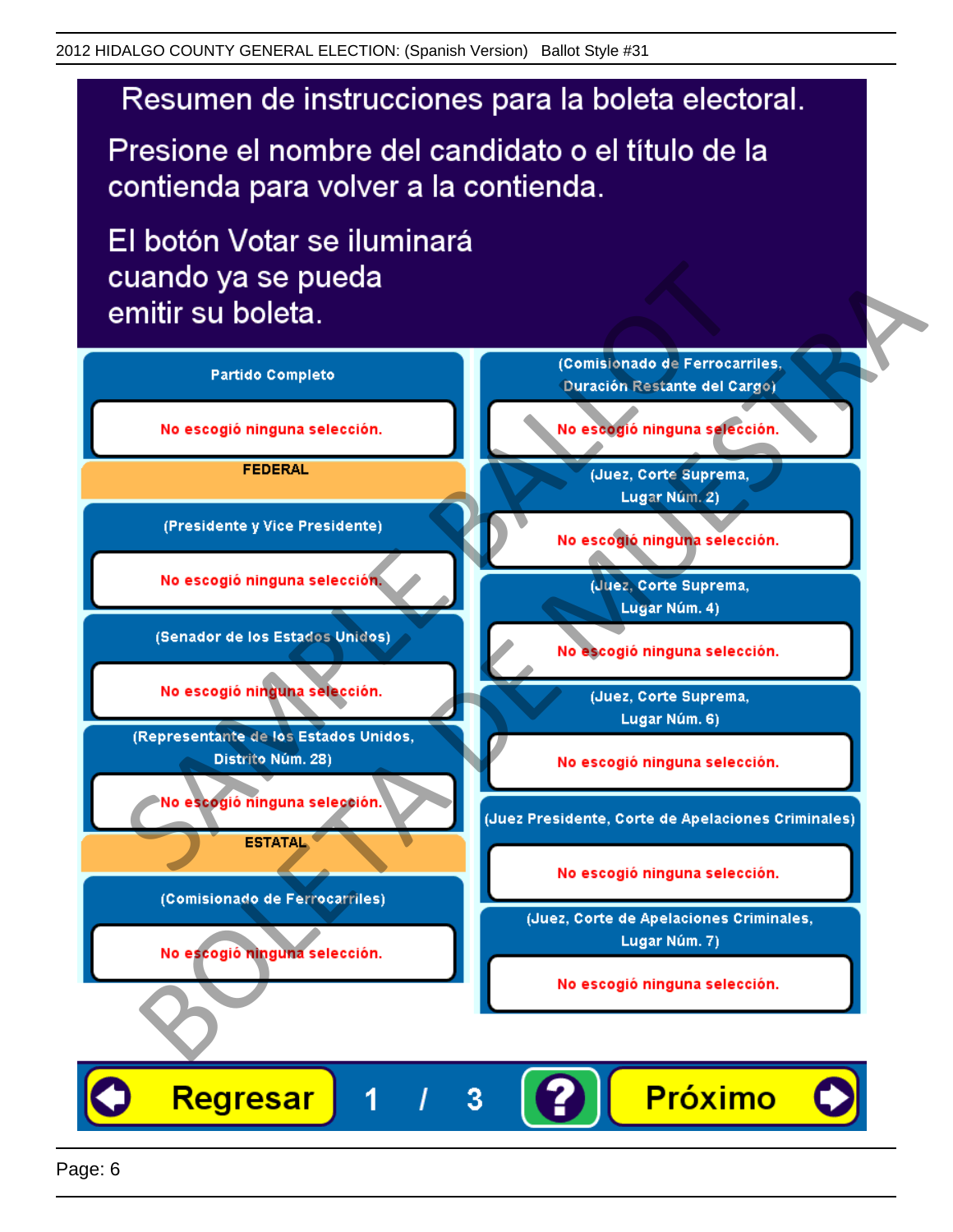# Resumen de instrucciones para la boleta electoral.

Presione el nombre del candidato o el título de la contienda para volver a la contienda.

El botón Votar se iluminará cuando ya se pueda emitir su boleta.

**Partido Completo**

No escogió ninguna selección.

**FEDERAL**

**(Presidente y Vice Presidente)**

No escogió ninguna selección.

**(Senador de los Estados Unidos)**

No escogió ninguna selección.

**(Representante de los Estados Unidos, Distrito Núm. 28)**

No escogió ninguna selección.

**ESTATAL**

**(Comisionado de Ferrocarriles)**

No escogió ninguna selección.

**(Comisionado de Ferrocarriles, Duración Restante del Cargo)**

No escogió ninguna selección.

**(Juez, Corte Suprema, Lugar Núm. 2)**

No escogió ninguna selección.

**(Juez, Corte Suprema, Lugar Núm. 4)**

No escogió ninguna selección.

**(Juez, Corte Suprema, Lugar Núm. 6)**

No escogió ninguna selección.

**(Juez Presidente, Corte de Apelaciones Criminales)**

No escogió ninguna selección.

**(Juez, Corte de Apelaciones Criminales, Lugar Núm. 7)**

No escogió ninguna selección.

Regresar 1 / 3 ? Próximo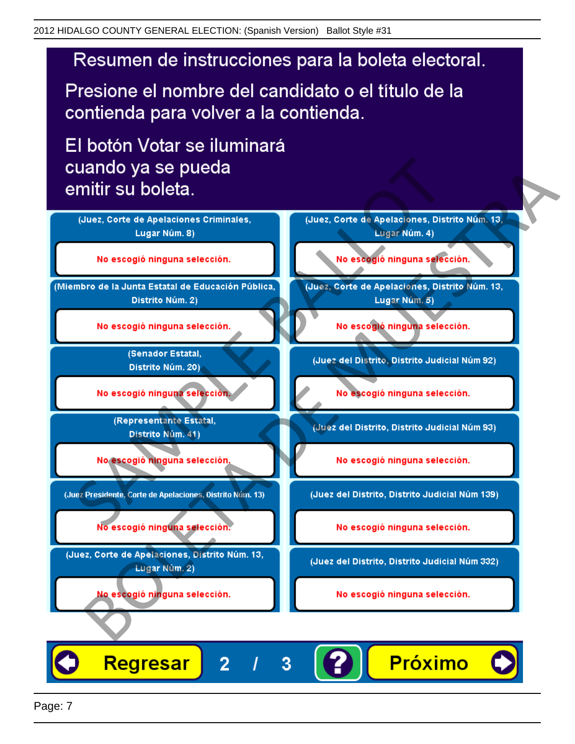# Resumen de instrucciones para la boleta electoral.

Presione el nombre del candidato o el título de la contienda para volver a la contienda.

El botón Votar se iluminará cuando ya se pueda emitir su boleta.

| Contienda | Selección |
|---|---|
| (Juez, Corte de Apelaciones Criminales, Lugar Núm. 8) | No escogió ninguna selección. |
| (Miembro de la Junta Estatal de Educación Pública, Distrito Núm. 2) | No escogió ninguna selección. |
| (Senador Estatal, Distrito Núm. 20) | No escogió ninguna selección. |
| (Representante Estatal, Distrito Núm. 41) | No escogió ninguna selección. |
| (Juez Presidente, Corte de Apelaciones, Distrito Núm. 13) | No escogió ninguna selección. |
| (Juez, Corte de Apelaciones, Distrito Núm. 13, Lugar Núm. 2) | No escogió ninguna selección. |
| (Juez, Corte de Apelaciones, Distrito Núm. 13, Lugar Núm. 4) | No escogió ninguna selección. |
| (Juez, Corte de Apelaciones, Distrito Núm. 13, Lugar Núm. 5) | No escogió ninguna selección. |
| (Juez del Distrito, Distrito Judicial Núm 92) | No escogió ninguna selección. |
| (Juez del Distrito, Distrito Judicial Núm 93) | No escogió ninguna selección. |
| (Juez del Distrito, Distrito Judicial Núm 139) | No escogió ninguna selección. |
| (Juez del Distrito, Distrito Judicial Núm 332) | No escogió ninguna selección. |

Regresar 2 / 3 ? Próximo

SAMPLE BALLOT BOLETA DE MUESTRA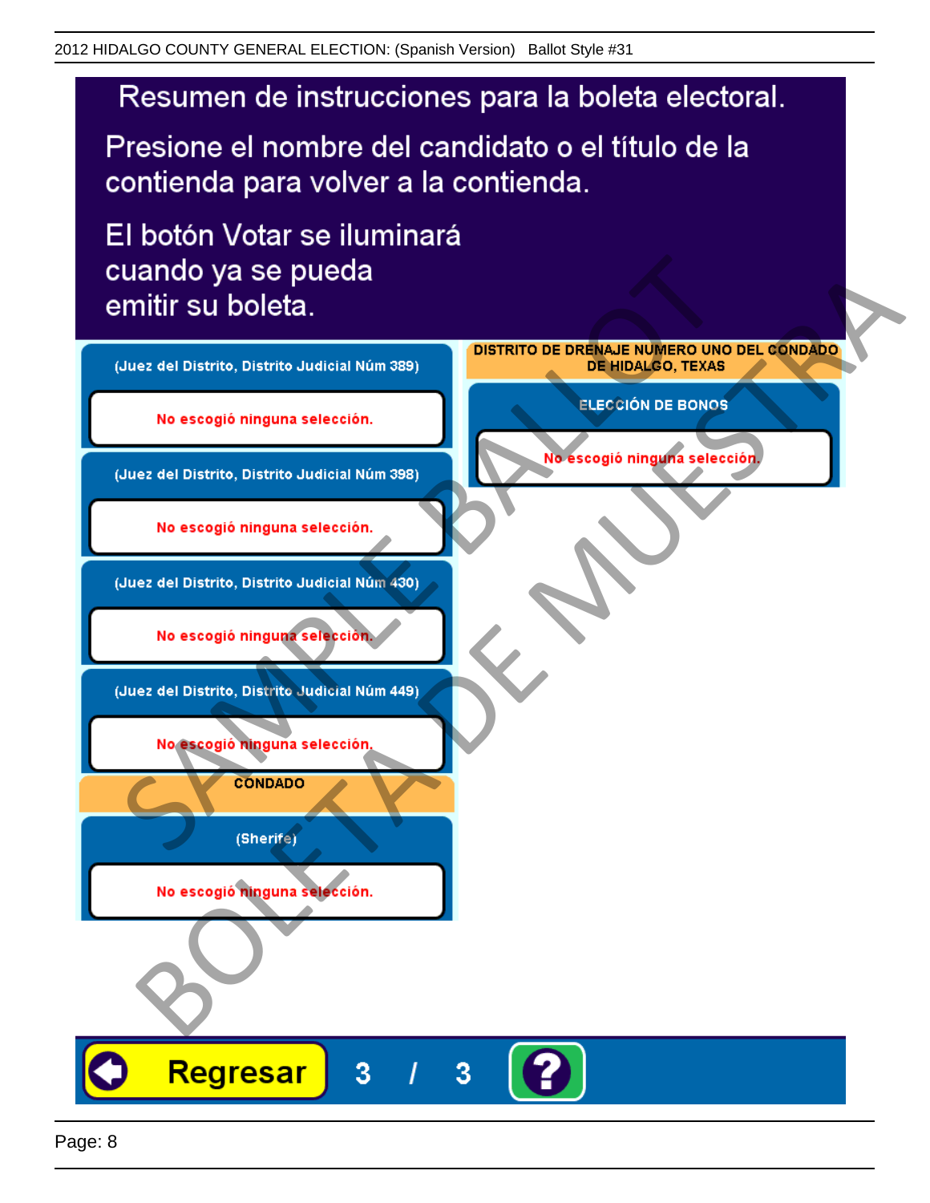# Resumen de instrucciones para la boleta electoral.

Presione el nombre del candidato o el título de la contienda para volver a la contienda.

El botón Votar se iluminará cuando ya se pueda emitir su boleta.

(Juez del Distrito, Distrito Judicial Núm 389)

No escogió ninguna selección.

(Juez del Distrito, Distrito Judicial Núm 398)

No escogió ninguna selección.

(Juez del Distrito, Distrito Judicial Núm 430)

No escogió ninguna selección.

(Juez del Distrito, Distrito Judicial Núm 449)

No escogió ninguna selección.

**CONDADO**

(Sherife)

No escogió ninguna selección.

**DISTRITO DE DRENAJE NUMERO UNO DEL CONDADO DE HIDALGO, TEXAS**

ELECCIÓN DE BONOS

No escogió ninguna selección.

SAMPLE BALLOT

BOLETA DE MUESTRA

Regresar 3 / 3 ?